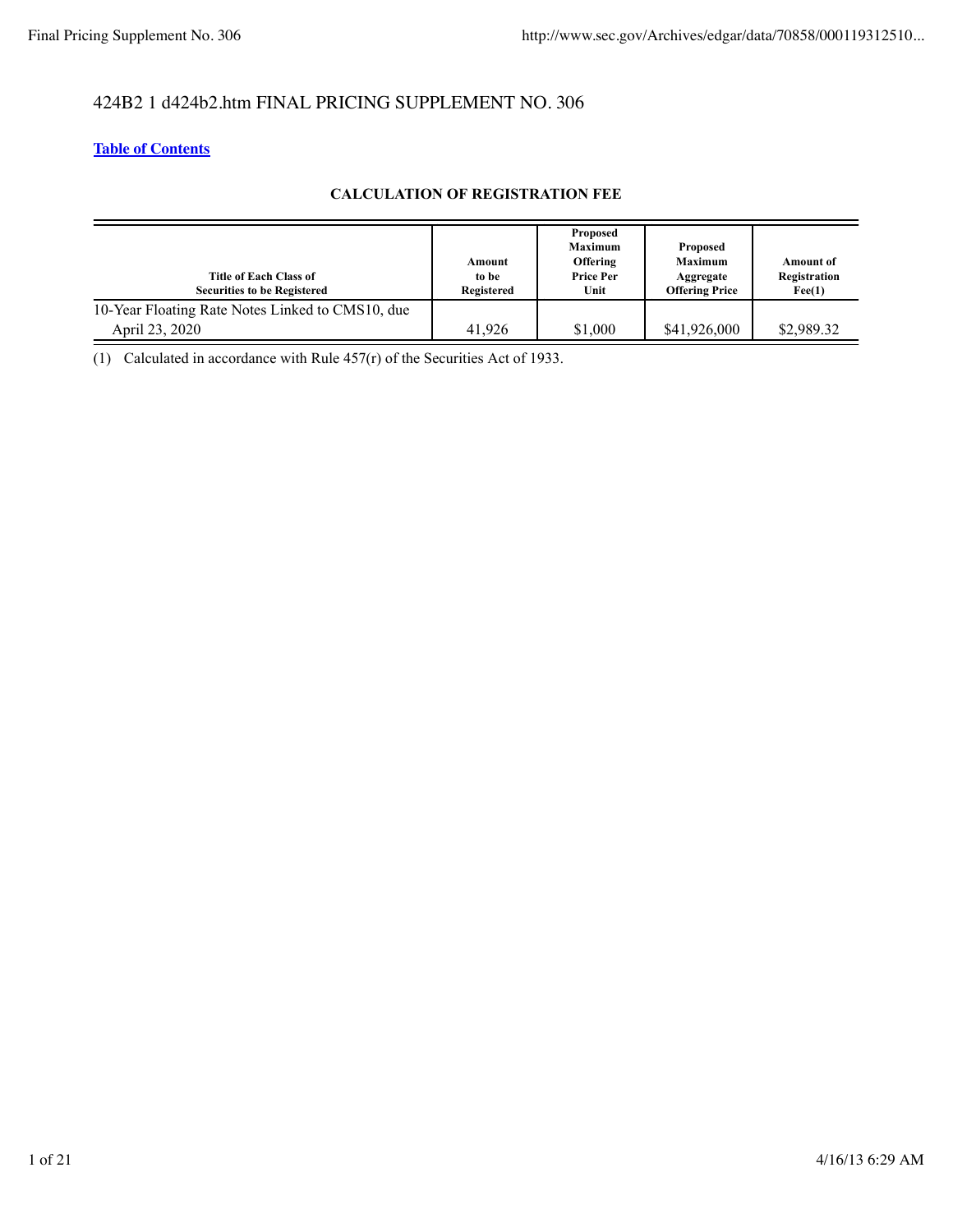424B2 1 d424b2.htm FINAL PRICING SUPPLEMENT NO. 306

**Table of Contents**

**CALCULATION OF REGISTRATION FEE**

| Title of Each Class of Securities to be Registered | Amount to be Registered | Proposed Maximum Offering Price Per Unit | Proposed Maximum Aggregate Offering Price | Amount of Registration Fee(1) |
|---|---|---|---|---|
| 10-Year Floating Rate Notes Linked to CMS10, due April 23, 2020 | 41,926 | $1,000 | $41,926,000 | $2,989.32 |

(1) Calculated in accordance with Rule 457(r) of the Securities Act of 1933.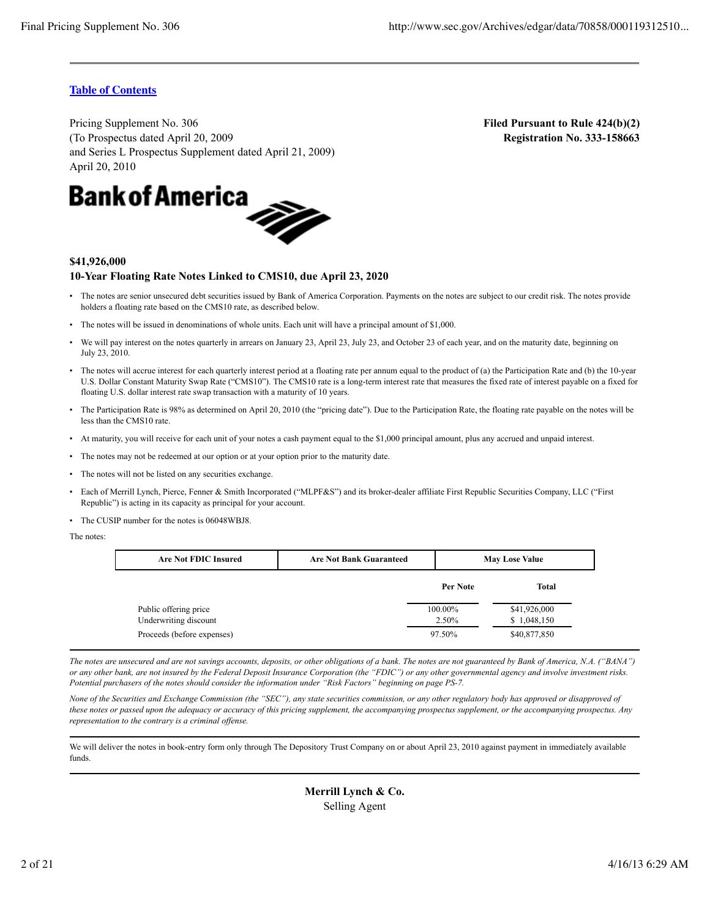**Table of Contents**

| Pricing Supplement No. 306 | **Filed Pursuant to Rule 424(b)(2)** |
| --- | --- |
| (To Prospectus dated April 20, 2009 | **Registration No. 333-158663** |
| and Series L Prospectus Supplement dated April 21, 2009) | |
| April 20, 2010 | |

**Bank of America**

**$41,926,000**

**10-Year Floating Rate Notes Linked to CMS10, due April 23, 2020**

- The notes are senior unsecured debt securities issued by Bank of America Corporation. Payments on the notes are subject to our credit risk. The notes provide holders a floating rate based on the CMS10 rate, as described below.
- The notes will be issued in denominations of whole units. Each unit will have a principal amount of $1,000.
- We will pay interest on the notes quarterly in arrears on January 23, April 23, July 23, and October 23 of each year, and on the maturity date, beginning on July 23, 2010.
- The notes will accrue interest for each quarterly interest period at a floating rate per annum equal to the product of (a) the Participation Rate and (b) the 10-year U.S. Dollar Constant Maturity Swap Rate ("CMS10"). The CMS10 rate is a long-term interest rate that measures the fixed rate of interest payable on a fixed for floating U.S. dollar interest rate swap transaction with a maturity of 10 years.
- The Participation Rate is 98% as determined on April 20, 2010 (the "pricing date"). Due to the Participation Rate, the floating rate payable on the notes will be less than the CMS10 rate.
- At maturity, you will receive for each unit of your notes a cash payment equal to the $1,000 principal amount, plus any accrued and unpaid interest.
- The notes may not be redeemed at our option or at your option prior to the maturity date.
- The notes will not be listed on any securities exchange.
- Each of Merrill Lynch, Pierce, Fenner & Smith Incorporated ("MLPF&S") and its broker-dealer affiliate First Republic Securities Company, LLC ("First Republic") is acting in its capacity as principal for your account.
- The CUSIP number for the notes is 06048WBJ8.

The notes:

| Are Not FDIC Insured | Are Not Bank Guaranteed | May Lose Value |
| --- | --- | --- |

| | Per Note | Total |
| --- | --- | --- |
| Public offering price | 100.00% | $41,926,000 |
| Underwriting discount | 2.50% | $ 1,048,150 |
| Proceeds (before expenses) | 97.50% | $40,877,850 |

*The notes are unsecured and are not savings accounts, deposits, or other obligations of a bank. The notes are not guaranteed by Bank of America, N.A. ("BANA") or any other bank, are not insured by the Federal Deposit Insurance Corporation (the "FDIC") or any other governmental agency and involve investment risks. Potential purchasers of the notes should consider the information under "Risk Factors" beginning on page PS-7.*

*None of the Securities and Exchange Commission (the "SEC"), any state securities commission, or any other regulatory body has approved or disapproved of these notes or passed upon the adequacy or accuracy of this pricing supplement, the accompanying prospectus supplement, or the accompanying prospectus. Any representation to the contrary is a criminal offense.*

We will deliver the notes in book-entry form only through The Depository Trust Company on or about April 23, 2010 against payment in immediately available funds.

**Merrill Lynch & Co.**
Selling Agent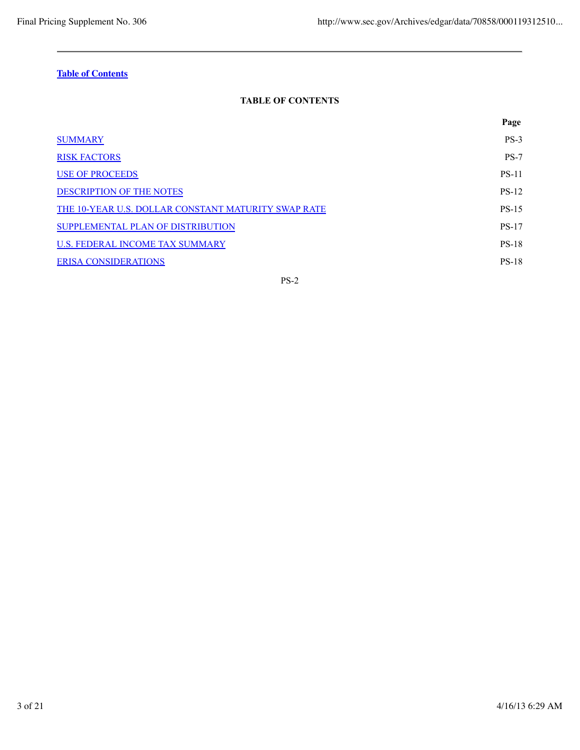**Table of Contents**

## TABLE OF CONTENTS

| | Page |
|---|---|
| SUMMARY | PS-3 |
| RISK FACTORS | PS-7 |
| USE OF PROCEEDS | PS-11 |
| DESCRIPTION OF THE NOTES | PS-12 |
| THE 10-YEAR U.S. DOLLAR CONSTANT MATURITY SWAP RATE | PS-15 |
| SUPPLEMENTAL PLAN OF DISTRIBUTION | PS-17 |
| U.S. FEDERAL INCOME TAX SUMMARY | PS-18 |
| ERISA CONSIDERATIONS | PS-18 |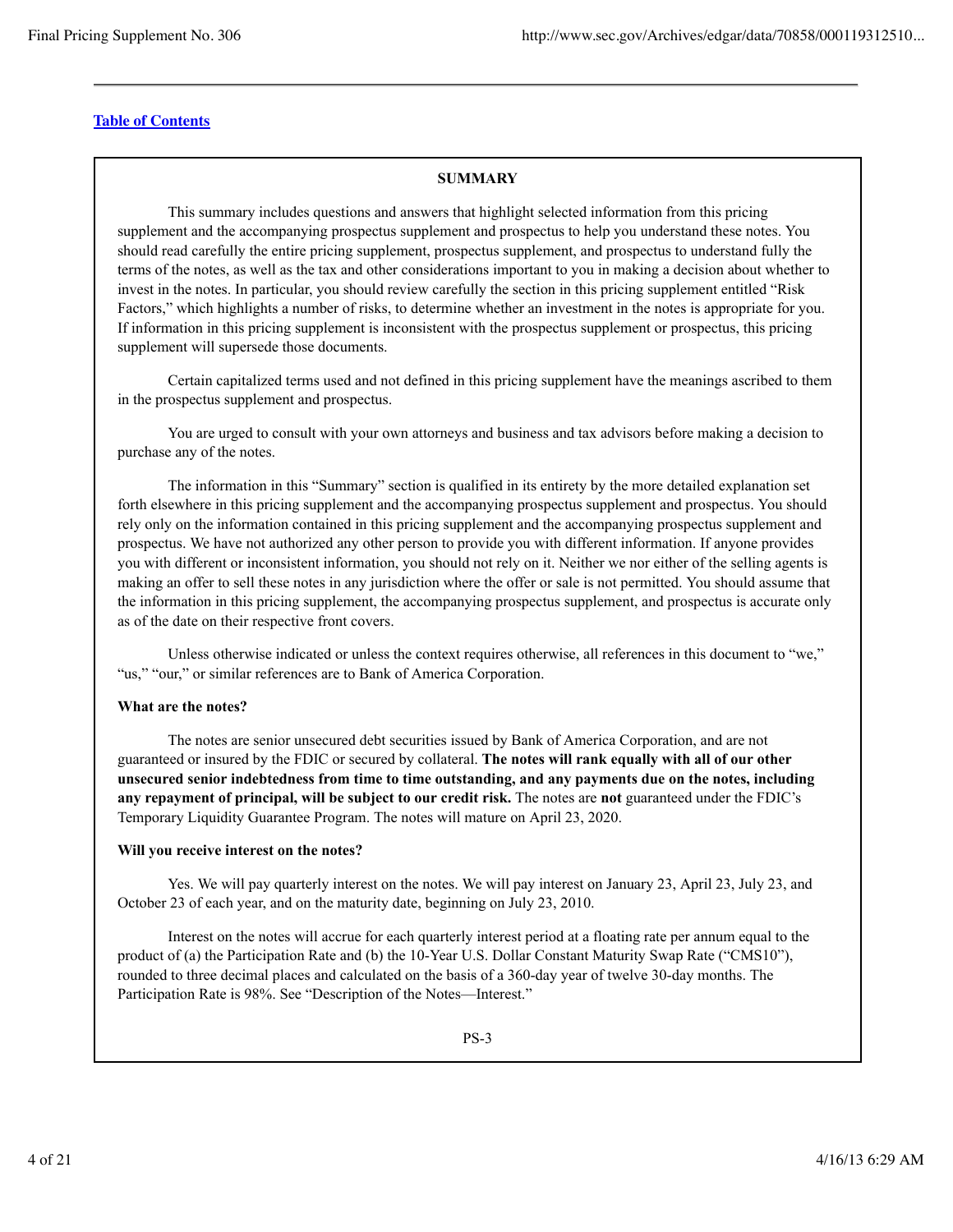[Table of Contents](#)

## SUMMARY

This summary includes questions and answers that highlight selected information from this pricing supplement and the accompanying prospectus supplement and prospectus to help you understand these notes. You should read carefully the entire pricing supplement, prospectus supplement, and prospectus to understand fully the terms of the notes, as well as the tax and other considerations important to you in making a decision about whether to invest in the notes. In particular, you should review carefully the section in this pricing supplement entitled "Risk Factors," which highlights a number of risks, to determine whether an investment in the notes is appropriate for you. If information in this pricing supplement is inconsistent with the prospectus supplement or prospectus, this pricing supplement will supersede those documents.

Certain capitalized terms used and not defined in this pricing supplement have the meanings ascribed to them in the prospectus supplement and prospectus.

You are urged to consult with your own attorneys and business and tax advisors before making a decision to purchase any of the notes.

The information in this "Summary" section is qualified in its entirety by the more detailed explanation set forth elsewhere in this pricing supplement and the accompanying prospectus supplement and prospectus. You should rely only on the information contained in this pricing supplement and the accompanying prospectus supplement and prospectus. We have not authorized any other person to provide you with different information. If anyone provides you with different or inconsistent information, you should not rely on it. Neither we nor either of the selling agents is making an offer to sell these notes in any jurisdiction where the offer or sale is not permitted. You should assume that the information in this pricing supplement, the accompanying prospectus supplement, and prospectus is accurate only as of the date on their respective front covers.

Unless otherwise indicated or unless the context requires otherwise, all references in this document to "we," "us," "our," or similar references are to Bank of America Corporation.

**What are the notes?**

The notes are senior unsecured debt securities issued by Bank of America Corporation, and are not guaranteed or insured by the FDIC or secured by collateral. **The notes will rank equally with all of our other unsecured senior indebtedness from time to time outstanding, and any payments due on the notes, including any repayment of principal, will be subject to our credit risk.** The notes are **not** guaranteed under the FDIC's Temporary Liquidity Guarantee Program. The notes will mature on April 23, 2020.

**Will you receive interest on the notes?**

Yes. We will pay quarterly interest on the notes. We will pay interest on January 23, April 23, July 23, and October 23 of each year, and on the maturity date, beginning on July 23, 2010.

Interest on the notes will accrue for each quarterly interest period at a floating rate per annum equal to the product of (a) the Participation Rate and (b) the 10-Year U.S. Dollar Constant Maturity Swap Rate ("CMS10"), rounded to three decimal places and calculated on the basis of a 360-day year of twelve 30-day months. The Participation Rate is 98%. See "Description of the Notes—Interest."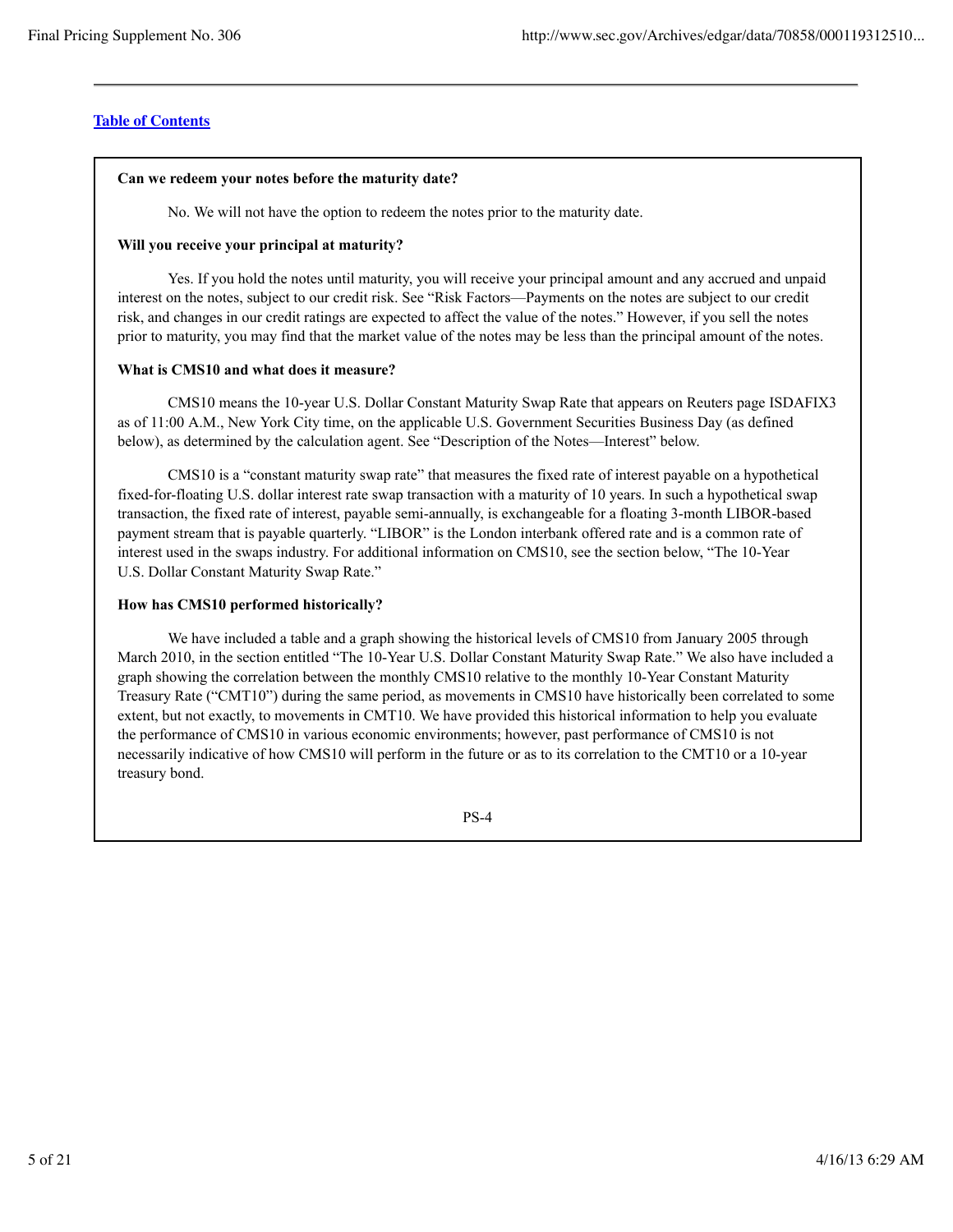**Can we redeem your notes before the maturity date?**

No. We will not have the option to redeem the notes prior to the maturity date.

**Will you receive your principal at maturity?**

Yes. If you hold the notes until maturity, you will receive your principal amount and any accrued and unpaid interest on the notes, subject to our credit risk. See "Risk Factors—Payments on the notes are subject to our credit risk, and changes in our credit ratings are expected to affect the value of the notes." However, if you sell the notes prior to maturity, you may find that the market value of the notes may be less than the principal amount of the notes.

**What is CMS10 and what does it measure?**

CMS10 means the 10-year U.S. Dollar Constant Maturity Swap Rate that appears on Reuters page ISDAFIX3 as of 11:00 A.M., New York City time, on the applicable U.S. Government Securities Business Day (as defined below), as determined by the calculation agent. See "Description of the Notes—Interest" below.

CMS10 is a "constant maturity swap rate" that measures the fixed rate of interest payable on a hypothetical fixed-for-floating U.S. dollar interest rate swap transaction with a maturity of 10 years. In such a hypothetical swap transaction, the fixed rate of interest, payable semi-annually, is exchangeable for a floating 3-month LIBOR-based payment stream that is payable quarterly. "LIBOR" is the London interbank offered rate and is a common rate of interest used in the swaps industry. For additional information on CMS10, see the section below, "The 10-Year U.S. Dollar Constant Maturity Swap Rate."

**How has CMS10 performed historically?**

We have included a table and a graph showing the historical levels of CMS10 from January 2005 through March 2010, in the section entitled "The 10-Year U.S. Dollar Constant Maturity Swap Rate." We also have included a graph showing the correlation between the monthly CMS10 relative to the monthly 10-Year Constant Maturity Treasury Rate ("CMT10") during the same period, as movements in CMS10 have historically been correlated to some extent, but not exactly, to movements in CMT10. We have provided this historical information to help you evaluate the performance of CMS10 in various economic environments; however, past performance of CMS10 is not necessarily indicative of how CMS10 will perform in the future or as to its correlation to the CMT10 or a 10-year treasury bond.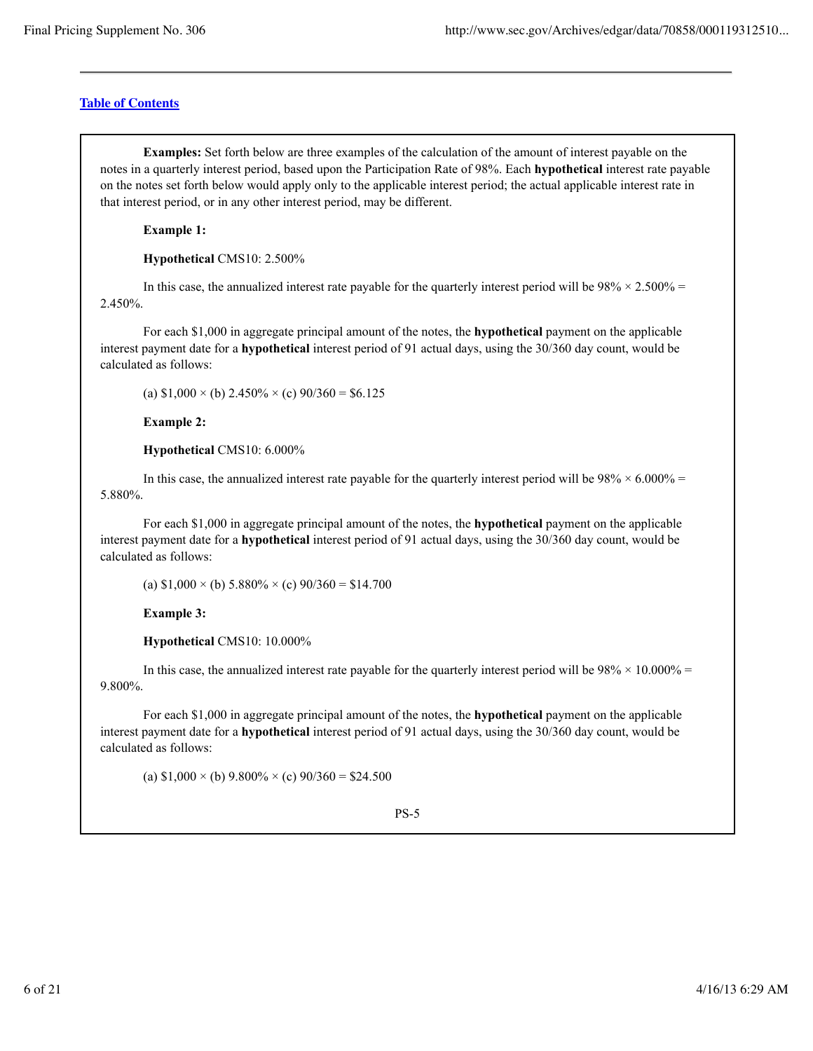[Table of Contents](#)

**Examples:** Set forth below are three examples of the calculation of the amount of interest payable on the notes in a quarterly interest period, based upon the Participation Rate of 98%. Each **hypothetical** interest rate payable on the notes set forth below would apply only to the applicable interest period; the actual applicable interest rate in that interest period, or in any other interest period, may be different.

**Example 1:**

**Hypothetical** CMS10: 2.500%

In this case, the annualized interest rate payable for the quarterly interest period will be 98% × 2.500% = 2.450%.

For each $1,000 in aggregate principal amount of the notes, the **hypothetical** payment on the applicable interest payment date for a **hypothetical** interest period of 91 actual days, using the 30/360 day count, would be calculated as follows:

(a) $1,000 × (b) 2.450% × (c) 90/360 = $6.125

**Example 2:**

**Hypothetical** CMS10: 6.000%

In this case, the annualized interest rate payable for the quarterly interest period will be 98% × 6.000% = 5.880%.

For each $1,000 in aggregate principal amount of the notes, the **hypothetical** payment on the applicable interest payment date for a **hypothetical** interest period of 91 actual days, using the 30/360 day count, would be calculated as follows:

(a) $1,000 × (b) 5.880% × (c) 90/360 = $14.700

**Example 3:**

**Hypothetical** CMS10: 10.000%

In this case, the annualized interest rate payable for the quarterly interest period will be 98% × 10.000% = 9.800%.

For each $1,000 in aggregate principal amount of the notes, the **hypothetical** payment on the applicable interest payment date for a **hypothetical** interest period of 91 actual days, using the 30/360 day count, would be calculated as follows:

(a) $1,000 × (b) 9.800% × (c) 90/360 = $24.500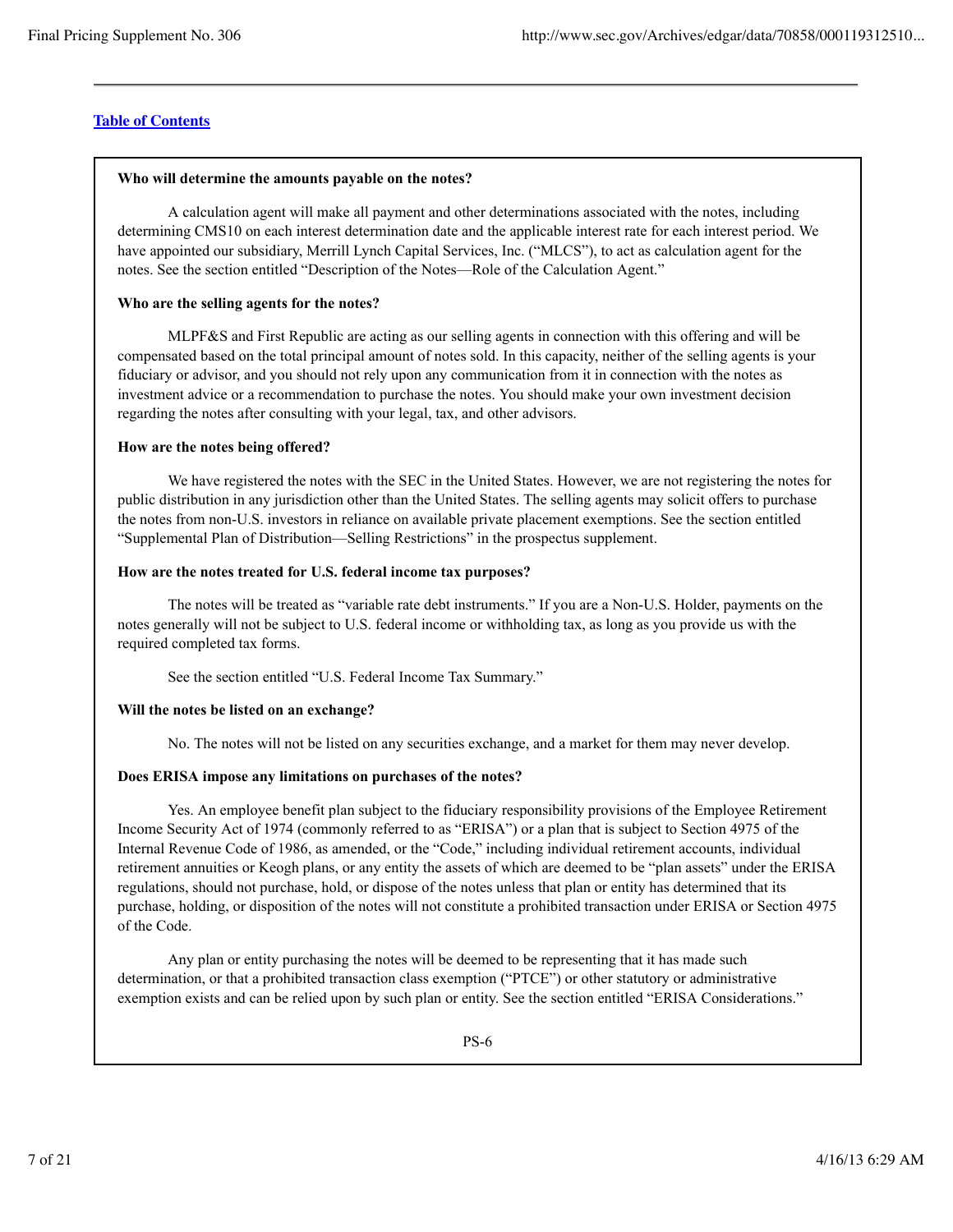[Table of Contents](#)

**Who will determine the amounts payable on the notes?**

A calculation agent will make all payment and other determinations associated with the notes, including determining CMS10 on each interest determination date and the applicable interest rate for each interest period. We have appointed our subsidiary, Merrill Lynch Capital Services, Inc. ("MLCS"), to act as calculation agent for the notes. See the section entitled "Description of the Notes—Role of the Calculation Agent."

**Who are the selling agents for the notes?**

MLPF&S and First Republic are acting as our selling agents in connection with this offering and will be compensated based on the total principal amount of notes sold. In this capacity, neither of the selling agents is your fiduciary or advisor, and you should not rely upon any communication from it in connection with the notes as investment advice or a recommendation to purchase the notes. You should make your own investment decision regarding the notes after consulting with your legal, tax, and other advisors.

**How are the notes being offered?**

We have registered the notes with the SEC in the United States. However, we are not registering the notes for public distribution in any jurisdiction other than the United States. The selling agents may solicit offers to purchase the notes from non-U.S. investors in reliance on available private placement exemptions. See the section entitled "Supplemental Plan of Distribution—Selling Restrictions" in the prospectus supplement.

**How are the notes treated for U.S. federal income tax purposes?**

The notes will be treated as "variable rate debt instruments." If you are a Non-U.S. Holder, payments on the notes generally will not be subject to U.S. federal income or withholding tax, as long as you provide us with the required completed tax forms.

See the section entitled "U.S. Federal Income Tax Summary."

**Will the notes be listed on an exchange?**

No. The notes will not be listed on any securities exchange, and a market for them may never develop.

**Does ERISA impose any limitations on purchases of the notes?**

Yes. An employee benefit plan subject to the fiduciary responsibility provisions of the Employee Retirement Income Security Act of 1974 (commonly referred to as "ERISA") or a plan that is subject to Section 4975 of the Internal Revenue Code of 1986, as amended, or the "Code," including individual retirement accounts, individual retirement annuities or Keogh plans, or any entity the assets of which are deemed to be "plan assets" under the ERISA regulations, should not purchase, hold, or dispose of the notes unless that plan or entity has determined that its purchase, holding, or disposition of the notes will not constitute a prohibited transaction under ERISA or Section 4975 of the Code.

Any plan or entity purchasing the notes will be deemed to be representing that it has made such determination, or that a prohibited transaction class exemption ("PTCE") or other statutory or administrative exemption exists and can be relied upon by such plan or entity. See the section entitled "ERISA Considerations."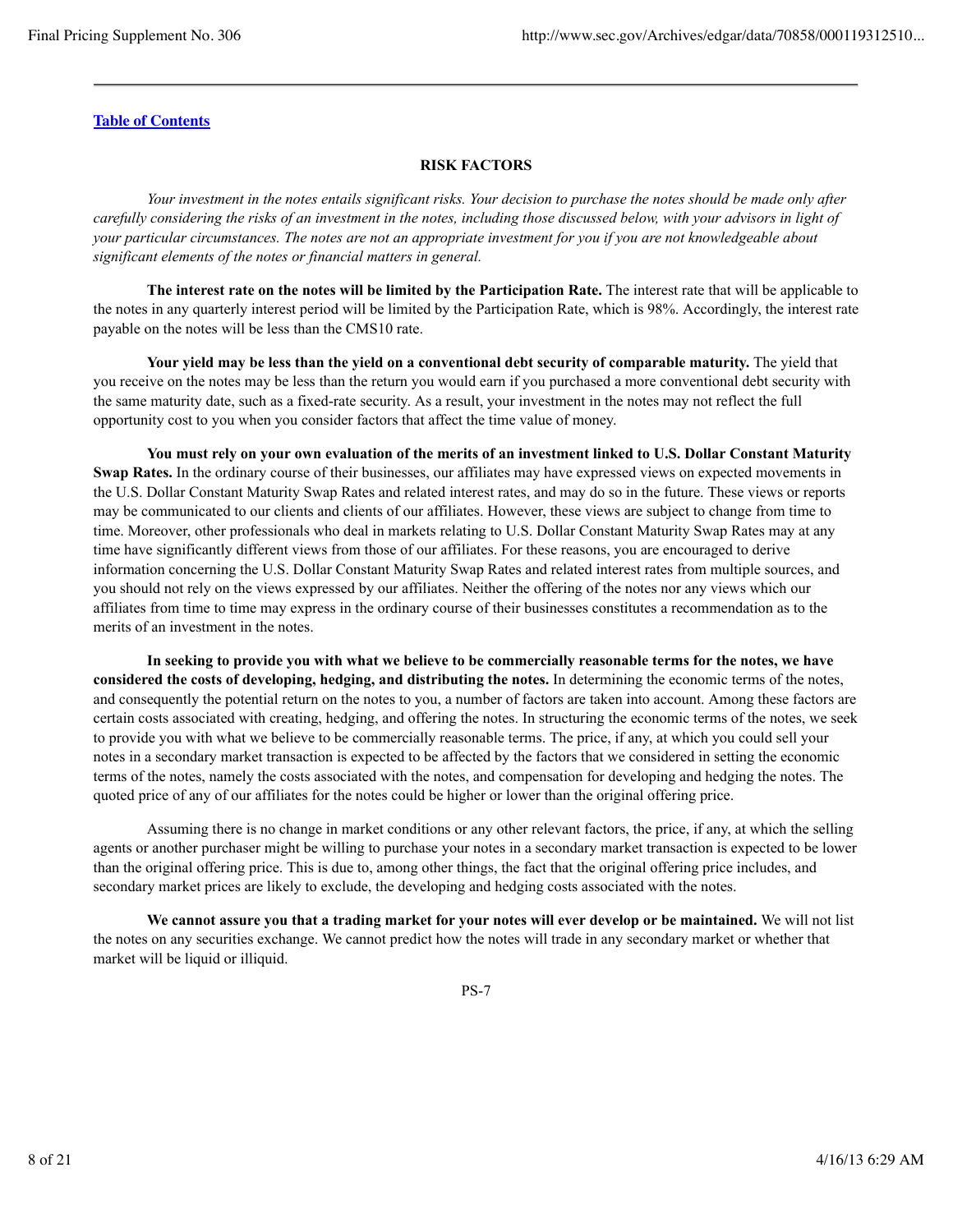[Table of Contents](#)

## RISK FACTORS

*Your investment in the notes entails significant risks. Your decision to purchase the notes should be made only after carefully considering the risks of an investment in the notes, including those discussed below, with your advisors in light of your particular circumstances. The notes are not an appropriate investment for you if you are not knowledgeable about significant elements of the notes or financial matters in general.*

**The interest rate on the notes will be limited by the Participation Rate.** The interest rate that will be applicable to the notes in any quarterly interest period will be limited by the Participation Rate, which is 98%. Accordingly, the interest rate payable on the notes will be less than the CMS10 rate.

**Your yield may be less than the yield on a conventional debt security of comparable maturity.** The yield that you receive on the notes may be less than the return you would earn if you purchased a more conventional debt security with the same maturity date, such as a fixed-rate security. As a result, your investment in the notes may not reflect the full opportunity cost to you when you consider factors that affect the time value of money.

**You must rely on your own evaluation of the merits of an investment linked to U.S. Dollar Constant Maturity Swap Rates.** In the ordinary course of their businesses, our affiliates may have expressed views on expected movements in the U.S. Dollar Constant Maturity Swap Rates and related interest rates, and may do so in the future. These views or reports may be communicated to our clients and clients of our affiliates. However, these views are subject to change from time to time. Moreover, other professionals who deal in markets relating to U.S. Dollar Constant Maturity Swap Rates may at any time have significantly different views from those of our affiliates. For these reasons, you are encouraged to derive information concerning the U.S. Dollar Constant Maturity Swap Rates and related interest rates from multiple sources, and you should not rely on the views expressed by our affiliates. Neither the offering of the notes nor any views which our affiliates from time to time may express in the ordinary course of their businesses constitutes a recommendation as to the merits of an investment in the notes.

**In seeking to provide you with what we believe to be commercially reasonable terms for the notes, we have considered the costs of developing, hedging, and distributing the notes.** In determining the economic terms of the notes, and consequently the potential return on the notes to you, a number of factors are taken into account. Among these factors are certain costs associated with creating, hedging, and offering the notes. In structuring the economic terms of the notes, we seek to provide you with what we believe to be commercially reasonable terms. The price, if any, at which you could sell your notes in a secondary market transaction is expected to be affected by the factors that we considered in setting the economic terms of the notes, namely the costs associated with the notes, and compensation for developing and hedging the notes. The quoted price of any of our affiliates for the notes could be higher or lower than the original offering price.

Assuming there is no change in market conditions or any other relevant factors, the price, if any, at which the selling agents or another purchaser might be willing to purchase your notes in a secondary market transaction is expected to be lower than the original offering price. This is due to, among other things, the fact that the original offering price includes, and secondary market prices are likely to exclude, the developing and hedging costs associated with the notes.

**We cannot assure you that a trading market for your notes will ever develop or be maintained.** We will not list the notes on any securities exchange. We cannot predict how the notes will trade in any secondary market or whether that market will be liquid or illiquid.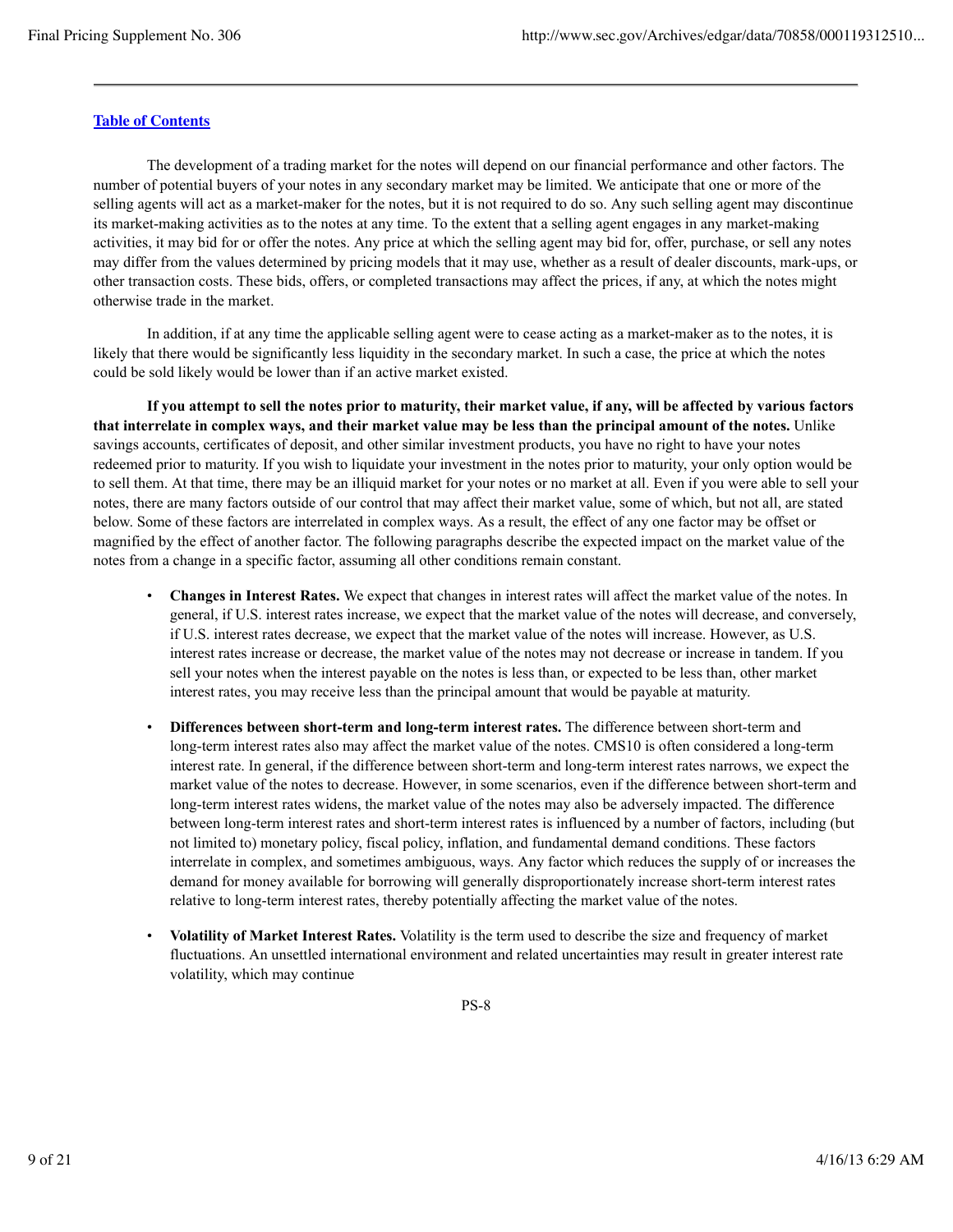[Table of Contents](#)

The development of a trading market for the notes will depend on our financial performance and other factors. The number of potential buyers of your notes in any secondary market may be limited. We anticipate that one or more of the selling agents will act as a market-maker for the notes, but it is not required to do so. Any such selling agent may discontinue its market-making activities as to the notes at any time. To the extent that a selling agent engages in any market-making activities, it may bid for or offer the notes. Any price at which the selling agent may bid for, offer, purchase, or sell any notes may differ from the values determined by pricing models that it may use, whether as a result of dealer discounts, mark-ups, or other transaction costs. These bids, offers, or completed transactions may affect the prices, if any, at which the notes might otherwise trade in the market.

In addition, if at any time the applicable selling agent were to cease acting as a market-maker as to the notes, it is likely that there would be significantly less liquidity in the secondary market. In such a case, the price at which the notes could be sold likely would be lower than if an active market existed.

**If you attempt to sell the notes prior to maturity, their market value, if any, will be affected by various factors that interrelate in complex ways, and their market value may be less than the principal amount of the notes.** Unlike savings accounts, certificates of deposit, and other similar investment products, you have no right to have your notes redeemed prior to maturity. If you wish to liquidate your investment in the notes prior to maturity, your only option would be to sell them. At that time, there may be an illiquid market for your notes or no market at all. Even if you were able to sell your notes, there are many factors outside of our control that may affect their market value, some of which, but not all, are stated below. Some of these factors are interrelated in complex ways. As a result, the effect of any one factor may be offset or magnified by the effect of another factor. The following paragraphs describe the expected impact on the market value of the notes from a change in a specific factor, assuming all other conditions remain constant.

- **Changes in Interest Rates.** We expect that changes in interest rates will affect the market value of the notes. In general, if U.S. interest rates increase, we expect that the market value of the notes will decrease, and conversely, if U.S. interest rates decrease, we expect that the market value of the notes will increase. However, as U.S. interest rates increase or decrease, the market value of the notes may not decrease or increase in tandem. If you sell your notes when the interest payable on the notes is less than, or expected to be less than, other market interest rates, you may receive less than the principal amount that would be payable at maturity.

- **Differences between short-term and long-term interest rates.** The difference between short-term and long-term interest rates also may affect the market value of the notes. CMS10 is often considered a long-term interest rate. In general, if the difference between short-term and long-term interest rates narrows, we expect the market value of the notes to decrease. However, in some scenarios, even if the difference between short-term and long-term interest rates widens, the market value of the notes may also be adversely impacted. The difference between long-term interest rates and short-term interest rates is influenced by a number of factors, including (but not limited to) monetary policy, fiscal policy, inflation, and fundamental demand conditions. These factors interrelate in complex, and sometimes ambiguous, ways. Any factor which reduces the supply of or increases the demand for money available for borrowing will generally disproportionately increase short-term interest rates relative to long-term interest rates, thereby potentially affecting the market value of the notes.

- **Volatility of Market Interest Rates.** Volatility is the term used to describe the size and frequency of market fluctuations. An unsettled international environment and related uncertainties may result in greater interest rate volatility, which may continue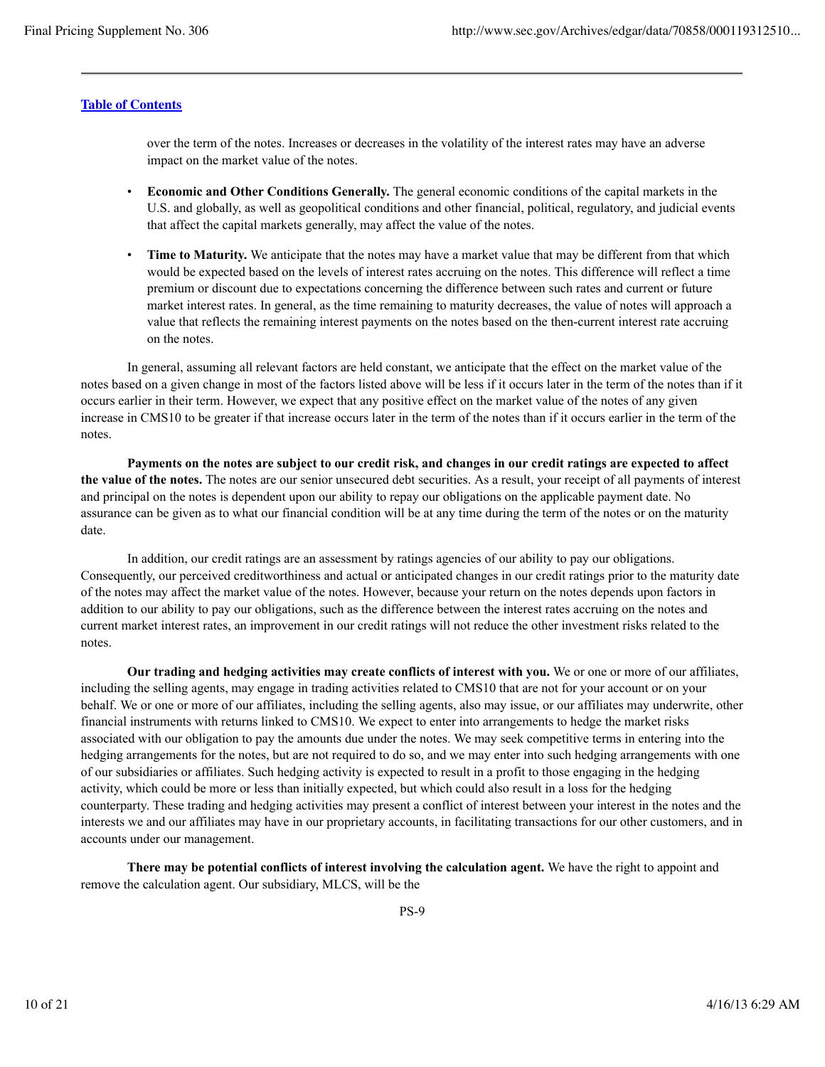over the term of the notes. Increases or decreases in the volatility of the interest rates may have an adverse impact on the market value of the notes.

- **Economic and Other Conditions Generally.** The general economic conditions of the capital markets in the U.S. and globally, as well as geopolitical conditions and other financial, political, regulatory, and judicial events that affect the capital markets generally, may affect the value of the notes.

- **Time to Maturity.** We anticipate that the notes may have a market value that may be different from that which would be expected based on the levels of interest rates accruing on the notes. This difference will reflect a time premium or discount due to expectations concerning the difference between such rates and current or future market interest rates. In general, as the time remaining to maturity decreases, the value of notes will approach a value that reflects the remaining interest payments on the notes based on the then-current interest rate accruing on the notes.

In general, assuming all relevant factors are held constant, we anticipate that the effect on the market value of the notes based on a given change in most of the factors listed above will be less if it occurs later in the term of the notes than if it occurs earlier in their term. However, we expect that any positive effect on the market value of the notes of any given increase in CMS10 to be greater if that increase occurs later in the term of the notes than if it occurs earlier in the term of the notes.

**Payments on the notes are subject to our credit risk, and changes in our credit ratings are expected to affect the value of the notes.** The notes are our senior unsecured debt securities. As a result, your receipt of all payments of interest and principal on the notes is dependent upon our ability to repay our obligations on the applicable payment date. No assurance can be given as to what our financial condition will be at any time during the term of the notes or on the maturity date.

In addition, our credit ratings are an assessment by ratings agencies of our ability to pay our obligations. Consequently, our perceived creditworthiness and actual or anticipated changes in our credit ratings prior to the maturity date of the notes may affect the market value of the notes. However, because your return on the notes depends upon factors in addition to our ability to pay our obligations, such as the difference between the interest rates accruing on the notes and current market interest rates, an improvement in our credit ratings will not reduce the other investment risks related to the notes.

**Our trading and hedging activities may create conflicts of interest with you.** We or one or more of our affiliates, including the selling agents, may engage in trading activities related to CMS10 that are not for your account or on your behalf. We or one or more of our affiliates, including the selling agents, also may issue, or our affiliates may underwrite, other financial instruments with returns linked to CMS10. We expect to enter into arrangements to hedge the market risks associated with our obligation to pay the amounts due under the notes. We may seek competitive terms in entering into the hedging arrangements for the notes, but are not required to do so, and we may enter into such hedging arrangements with one of our subsidiaries or affiliates. Such hedging activity is expected to result in a profit to those engaging in the hedging activity, which could be more or less than initially expected, but which could also result in a loss for the hedging counterparty. These trading and hedging activities may present a conflict of interest between your interest in the notes and the interests we and our affiliates may have in our proprietary accounts, in facilitating transactions for our other customers, and in accounts under our management.

**There may be potential conflicts of interest involving the calculation agent.** We have the right to appoint and remove the calculation agent. Our subsidiary, MLCS, will be the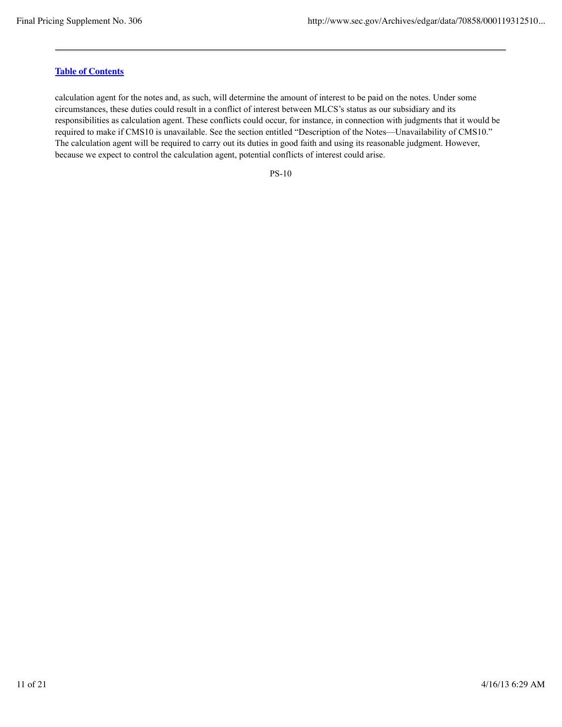[Table of Contents](#)

calculation agent for the notes and, as such, will determine the amount of interest to be paid on the notes. Under some circumstances, these duties could result in a conflict of interest between MLCS's status as our subsidiary and its responsibilities as calculation agent. These conflicts could occur, for instance, in connection with judgments that it would be required to make if CMS10 is unavailable. See the section entitled "Description of the Notes—Unavailability of CMS10." The calculation agent will be required to carry out its duties in good faith and using its reasonable judgment. However, because we expect to control the calculation agent, potential conflicts of interest could arise.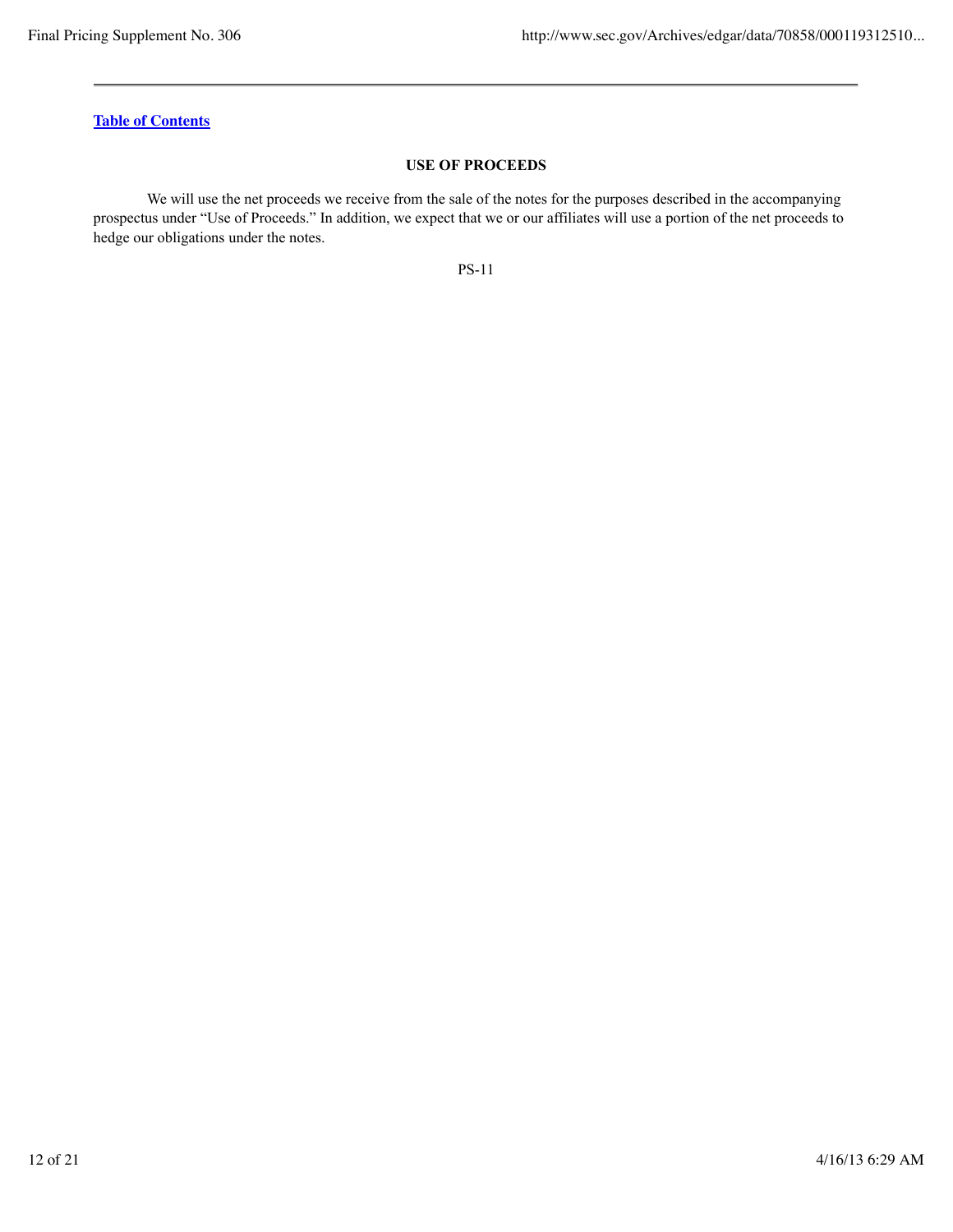Table of Contents

## USE OF PROCEEDS

We will use the net proceeds we receive from the sale of the notes for the purposes described in the accompanying prospectus under "Use of Proceeds." In addition, we expect that we or our affiliates will use a portion of the net proceeds to hedge our obligations under the notes.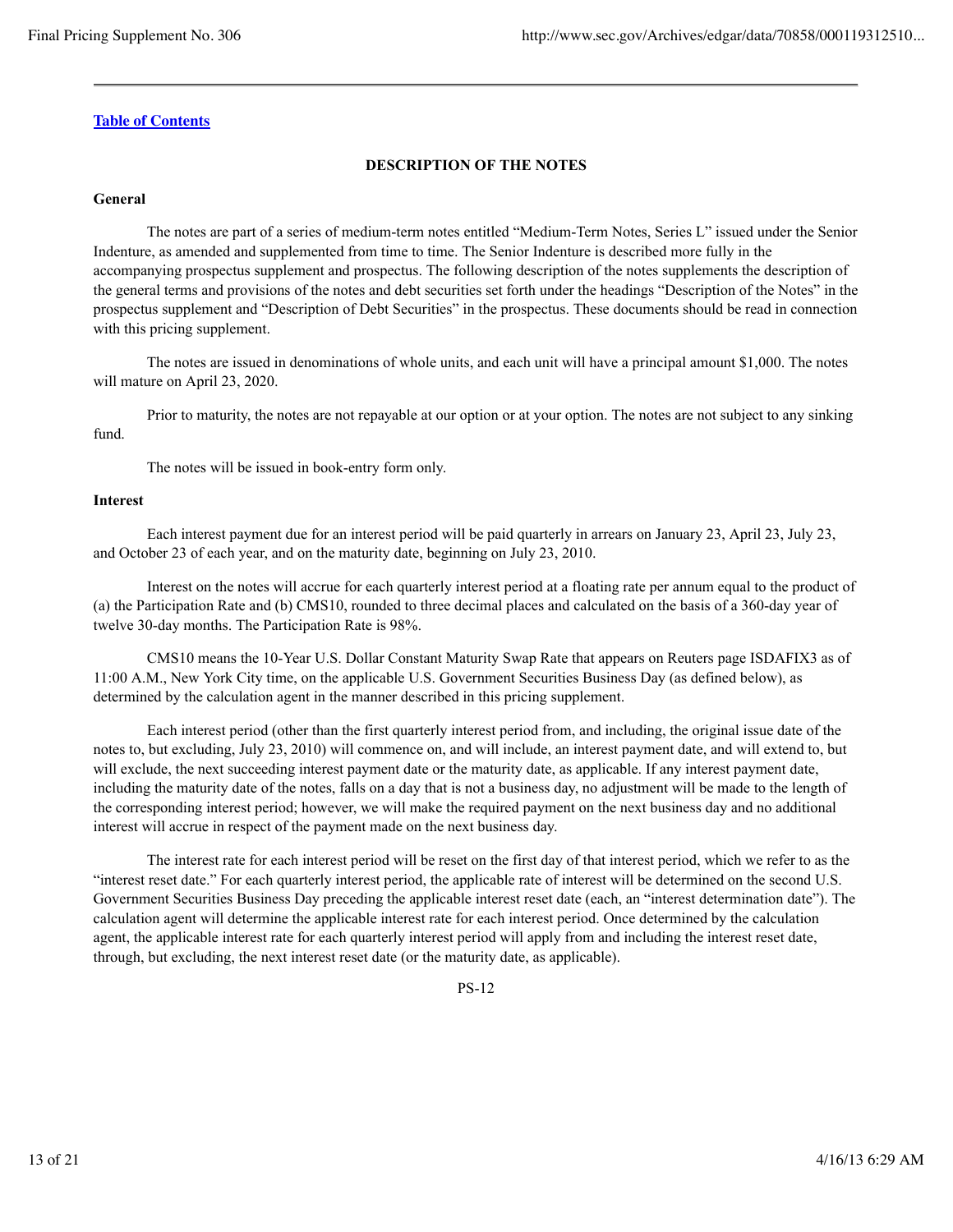[Table of Contents](#)

## DESCRIPTION OF THE NOTES

### General

The notes are part of a series of medium-term notes entitled "Medium-Term Notes, Series L" issued under the Senior Indenture, as amended and supplemented from time to time. The Senior Indenture is described more fully in the accompanying prospectus supplement and prospectus. The following description of the notes supplements the description of the general terms and provisions of the notes and debt securities set forth under the headings "Description of the Notes" in the prospectus supplement and "Description of Debt Securities" in the prospectus. These documents should be read in connection with this pricing supplement.

The notes are issued in denominations of whole units, and each unit will have a principal amount $1,000. The notes will mature on April 23, 2020.

Prior to maturity, the notes are not repayable at our option or at your option. The notes are not subject to any sinking fund.

The notes will be issued in book-entry form only.

### Interest

Each interest payment due for an interest period will be paid quarterly in arrears on January 23, April 23, July 23, and October 23 of each year, and on the maturity date, beginning on July 23, 2010.

Interest on the notes will accrue for each quarterly interest period at a floating rate per annum equal to the product of (a) the Participation Rate and (b) CMS10, rounded to three decimal places and calculated on the basis of a 360-day year of twelve 30-day months. The Participation Rate is 98%.

CMS10 means the 10-Year U.S. Dollar Constant Maturity Swap Rate that appears on Reuters page ISDAFIX3 as of 11:00 A.M., New York City time, on the applicable U.S. Government Securities Business Day (as defined below), as determined by the calculation agent in the manner described in this pricing supplement.

Each interest period (other than the first quarterly interest period from, and including, the original issue date of the notes to, but excluding, July 23, 2010) will commence on, and will include, an interest payment date, and will extend to, but will exclude, the next succeeding interest payment date or the maturity date, as applicable. If any interest payment date, including the maturity date of the notes, falls on a day that is not a business day, no adjustment will be made to the length of the corresponding interest period; however, we will make the required payment on the next business day and no additional interest will accrue in respect of the payment made on the next business day.

The interest rate for each interest period will be reset on the first day of that interest period, which we refer to as the "interest reset date." For each quarterly interest period, the applicable rate of interest will be determined on the second U.S. Government Securities Business Day preceding the applicable interest reset date (each, an "interest determination date"). The calculation agent will determine the applicable interest rate for each interest period. Once determined by the calculation agent, the applicable interest rate for each quarterly interest period will apply from and including the interest reset date, through, but excluding, the next interest reset date (or the maturity date, as applicable).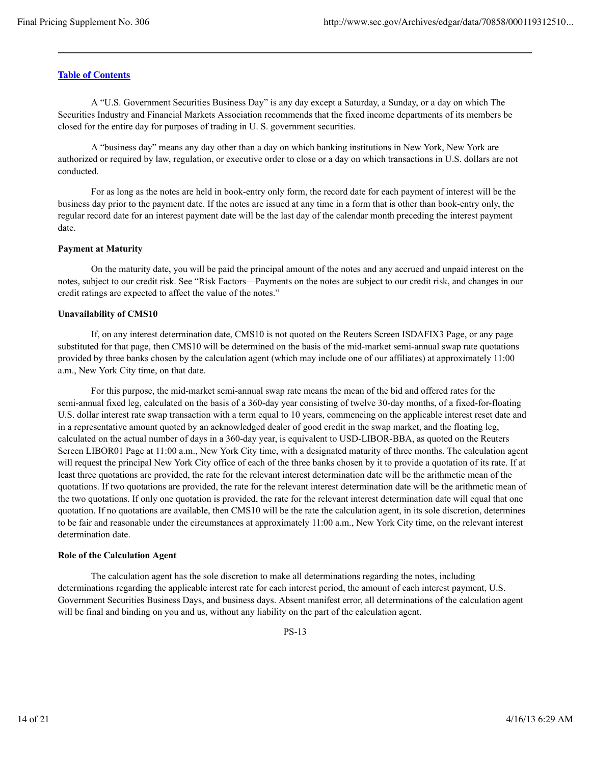A "U.S. Government Securities Business Day" is any day except a Saturday, a Sunday, or a day on which The Securities Industry and Financial Markets Association recommends that the fixed income departments of its members be closed for the entire day for purposes of trading in U. S. government securities.

A "business day" means any day other than a day on which banking institutions in New York, New York are authorized or required by law, regulation, or executive order to close or a day on which transactions in U.S. dollars are not conducted.

For as long as the notes are held in book-entry only form, the record date for each payment of interest will be the business day prior to the payment date. If the notes are issued at any time in a form that is other than book-entry only, the regular record date for an interest payment date will be the last day of the calendar month preceding the interest payment date.

**Payment at Maturity**

On the maturity date, you will be paid the principal amount of the notes and any accrued and unpaid interest on the notes, subject to our credit risk. See "Risk Factors—Payments on the notes are subject to our credit risk, and changes in our credit ratings are expected to affect the value of the notes."

**Unavailability of CMS10**

If, on any interest determination date, CMS10 is not quoted on the Reuters Screen ISDAFIX3 Page, or any page substituted for that page, then CMS10 will be determined on the basis of the mid-market semi-annual swap rate quotations provided by three banks chosen by the calculation agent (which may include one of our affiliates) at approximately 11:00 a.m., New York City time, on that date.

For this purpose, the mid-market semi-annual swap rate means the mean of the bid and offered rates for the semi-annual fixed leg, calculated on the basis of a 360-day year consisting of twelve 30-day months, of a fixed-for-floating U.S. dollar interest rate swap transaction with a term equal to 10 years, commencing on the applicable interest reset date and in a representative amount quoted by an acknowledged dealer of good credit in the swap market, and the floating leg, calculated on the actual number of days in a 360-day year, is equivalent to USD-LIBOR-BBA, as quoted on the Reuters Screen LIBOR01 Page at 11:00 a.m., New York City time, with a designated maturity of three months. The calculation agent will request the principal New York City office of each of the three banks chosen by it to provide a quotation of its rate. If at least three quotations are provided, the rate for the relevant interest determination date will be the arithmetic mean of the quotations. If two quotations are provided, the rate for the relevant interest determination date will be the arithmetic mean of the two quotations. If only one quotation is provided, the rate for the relevant interest determination date will equal that one quotation. If no quotations are available, then CMS10 will be the rate the calculation agent, in its sole discretion, determines to be fair and reasonable under the circumstances at approximately 11:00 a.m., New York City time, on the relevant interest determination date.

**Role of the Calculation Agent**

The calculation agent has the sole discretion to make all determinations regarding the notes, including determinations regarding the applicable interest rate for each interest period, the amount of each interest payment, U.S. Government Securities Business Days, and business days. Absent manifest error, all determinations of the calculation agent will be final and binding on you and us, without any liability on the part of the calculation agent.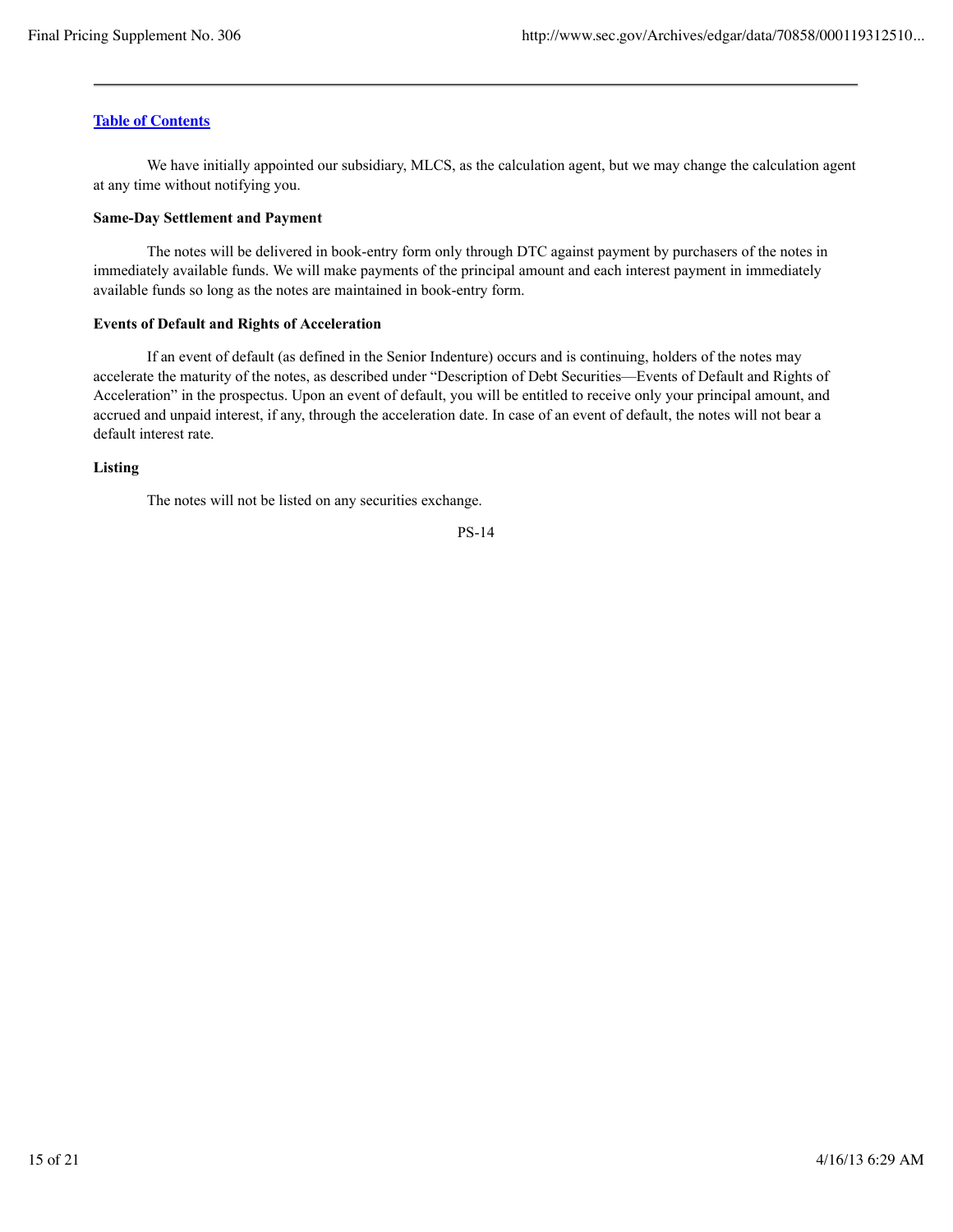[Table of Contents](#)

We have initially appointed our subsidiary, MLCS, as the calculation agent, but we may change the calculation agent at any time without notifying you.

**Same-Day Settlement and Payment**

The notes will be delivered in book-entry form only through DTC against payment by purchasers of the notes in immediately available funds. We will make payments of the principal amount and each interest payment in immediately available funds so long as the notes are maintained in book-entry form.

**Events of Default and Rights of Acceleration**

If an event of default (as defined in the Senior Indenture) occurs and is continuing, holders of the notes may accelerate the maturity of the notes, as described under "Description of Debt Securities—Events of Default and Rights of Acceleration" in the prospectus. Upon an event of default, you will be entitled to receive only your principal amount, and accrued and unpaid interest, if any, through the acceleration date. In case of an event of default, the notes will not bear a default interest rate.

**Listing**

The notes will not be listed on any securities exchange.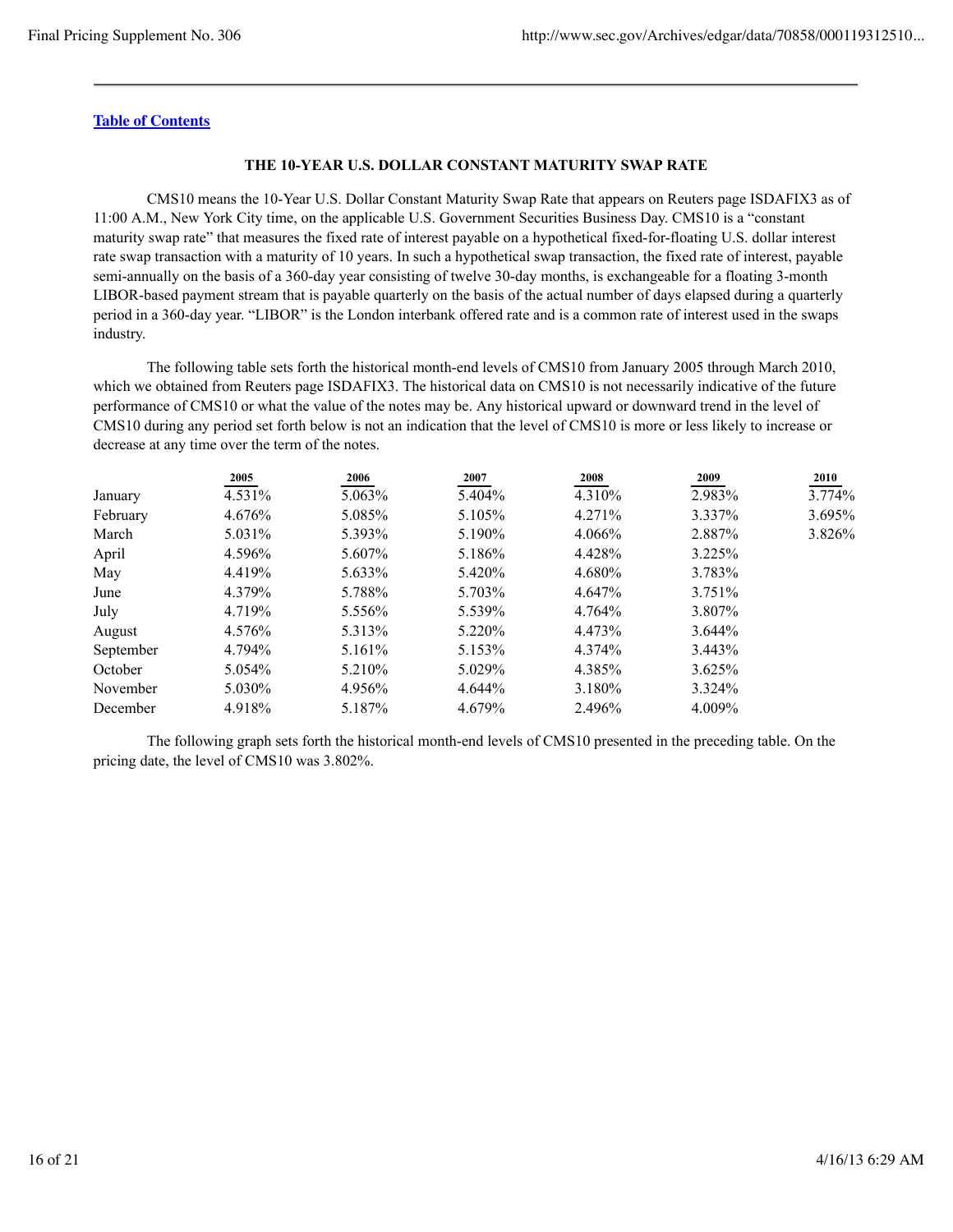[Table of Contents](#)

### THE 10-YEAR U.S. DOLLAR CONSTANT MATURITY SWAP RATE

CMS10 means the 10-Year U.S. Dollar Constant Maturity Swap Rate that appears on Reuters page ISDAFIX3 as of 11:00 A.M., New York City time, on the applicable U.S. Government Securities Business Day. CMS10 is a "constant maturity swap rate" that measures the fixed rate of interest payable on a hypothetical fixed-for-floating U.S. dollar interest rate swap transaction with a maturity of 10 years. In such a hypothetical swap transaction, the fixed rate of interest, payable semi-annually on the basis of a 360-day year consisting of twelve 30-day months, is exchangeable for a floating 3-month LIBOR-based payment stream that is payable quarterly on the basis of the actual number of days elapsed during a quarterly period in a 360-day year. "LIBOR" is the London interbank offered rate and is a common rate of interest used in the swaps industry.

The following table sets forth the historical month-end levels of CMS10 from January 2005 through March 2010, which we obtained from Reuters page ISDAFIX3. The historical data on CMS10 is not necessarily indicative of the future performance of CMS10 or what the value of the notes may be. Any historical upward or downward trend in the level of CMS10 during any period set forth below is not an indication that the level of CMS10 is more or less likely to increase or decrease at any time over the term of the notes.

| | 2005 | 2006 | 2007 | 2008 | 2009 | 2010 |
|---|---|---|---|---|---|---|
| January | 4.531% | 5.063% | 5.404% | 4.310% | 2.983% | 3.774% |
| February | 4.676% | 5.085% | 5.105% | 4.271% | 3.337% | 3.695% |
| March | 5.031% | 5.393% | 5.190% | 4.066% | 2.887% | 3.826% |
| April | 4.596% | 5.607% | 5.186% | 4.428% | 3.225% | |
| May | 4.419% | 5.633% | 5.420% | 4.680% | 3.783% | |
| June | 4.379% | 5.788% | 5.703% | 4.647% | 3.751% | |
| July | 4.719% | 5.556% | 5.539% | 4.764% | 3.807% | |
| August | 4.576% | 5.313% | 5.220% | 4.473% | 3.644% | |
| September | 4.794% | 5.161% | 5.153% | 4.374% | 3.443% | |
| October | 5.054% | 5.210% | 5.029% | 4.385% | 3.625% | |
| November | 5.030% | 4.956% | 4.644% | 3.180% | 3.324% | |
| December | 4.918% | 5.187% | 4.679% | 2.496% | 4.009% | |

The following graph sets forth the historical month-end levels of CMS10 presented in the preceding table. On the pricing date, the level of CMS10 was 3.802%.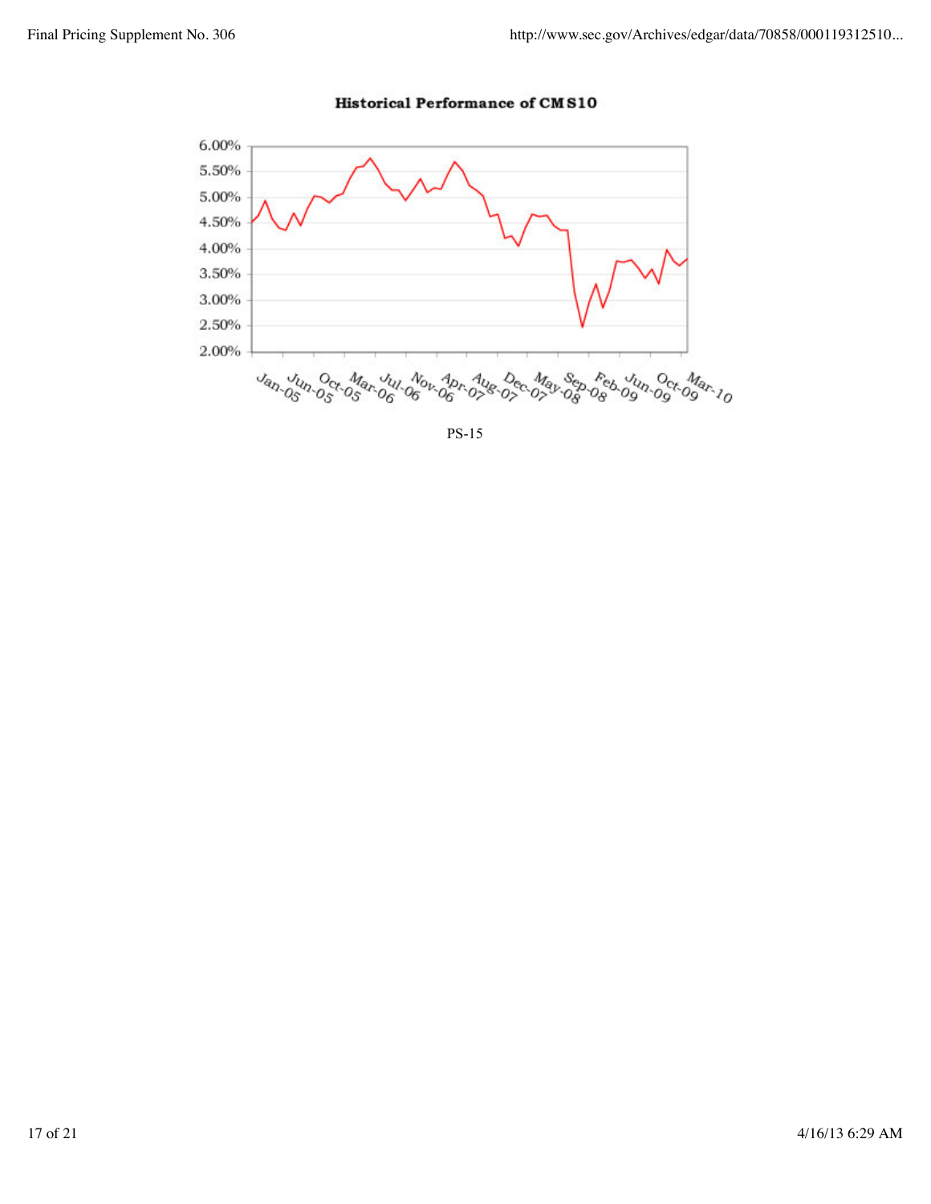**Historical Performance of CMS10**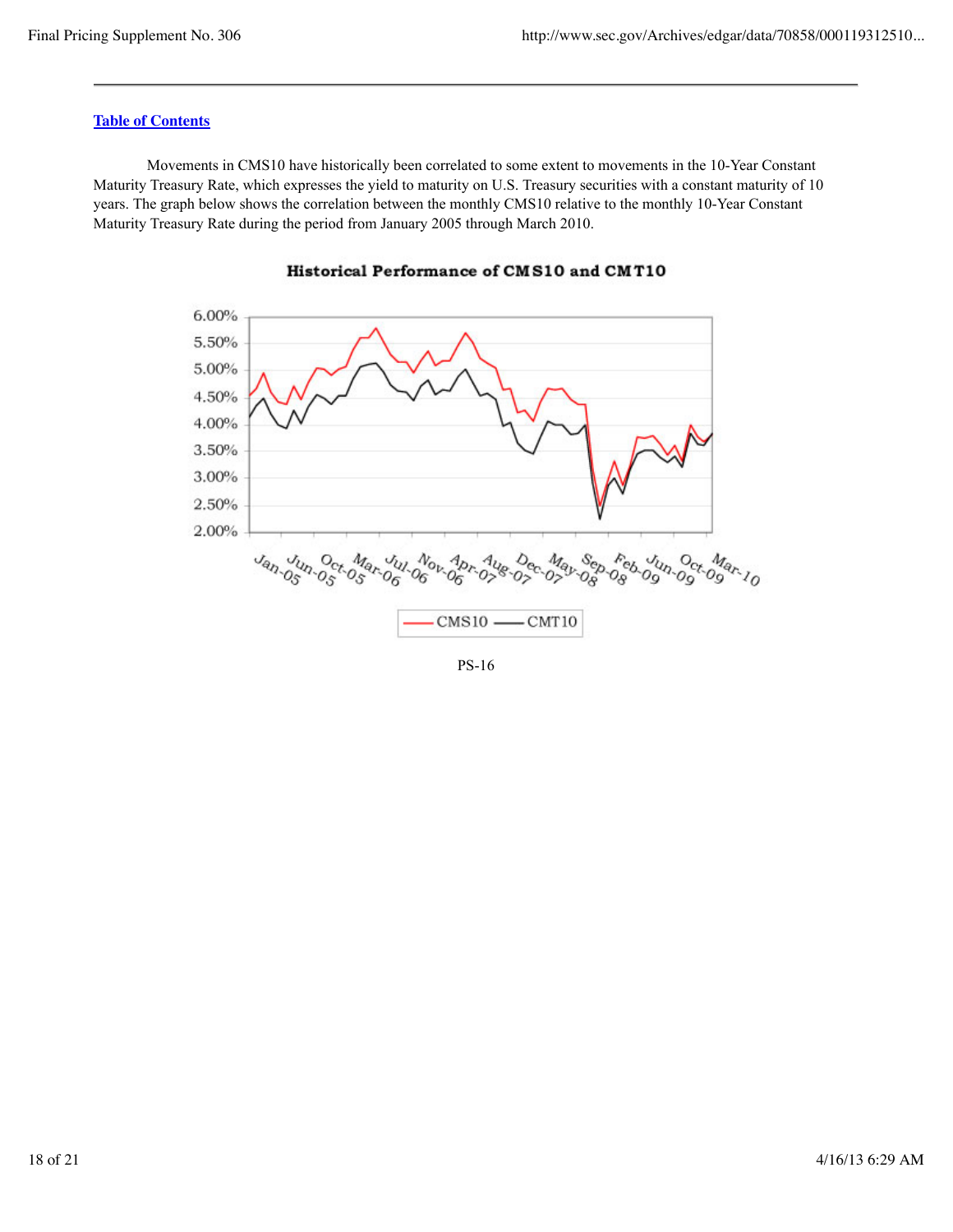Table of Contents

Movements in CMS10 have historically been correlated to some extent to movements in the 10-Year Constant Maturity Treasury Rate, which expresses the yield to maturity on U.S. Treasury securities with a constant maturity of 10 years. The graph below shows the correlation between the monthly CMS10 relative to the monthly 10-Year Constant Maturity Treasury Rate during the period from January 2005 through March 2010.

**Historical Performance of CMS10 and CMT10**

PS-16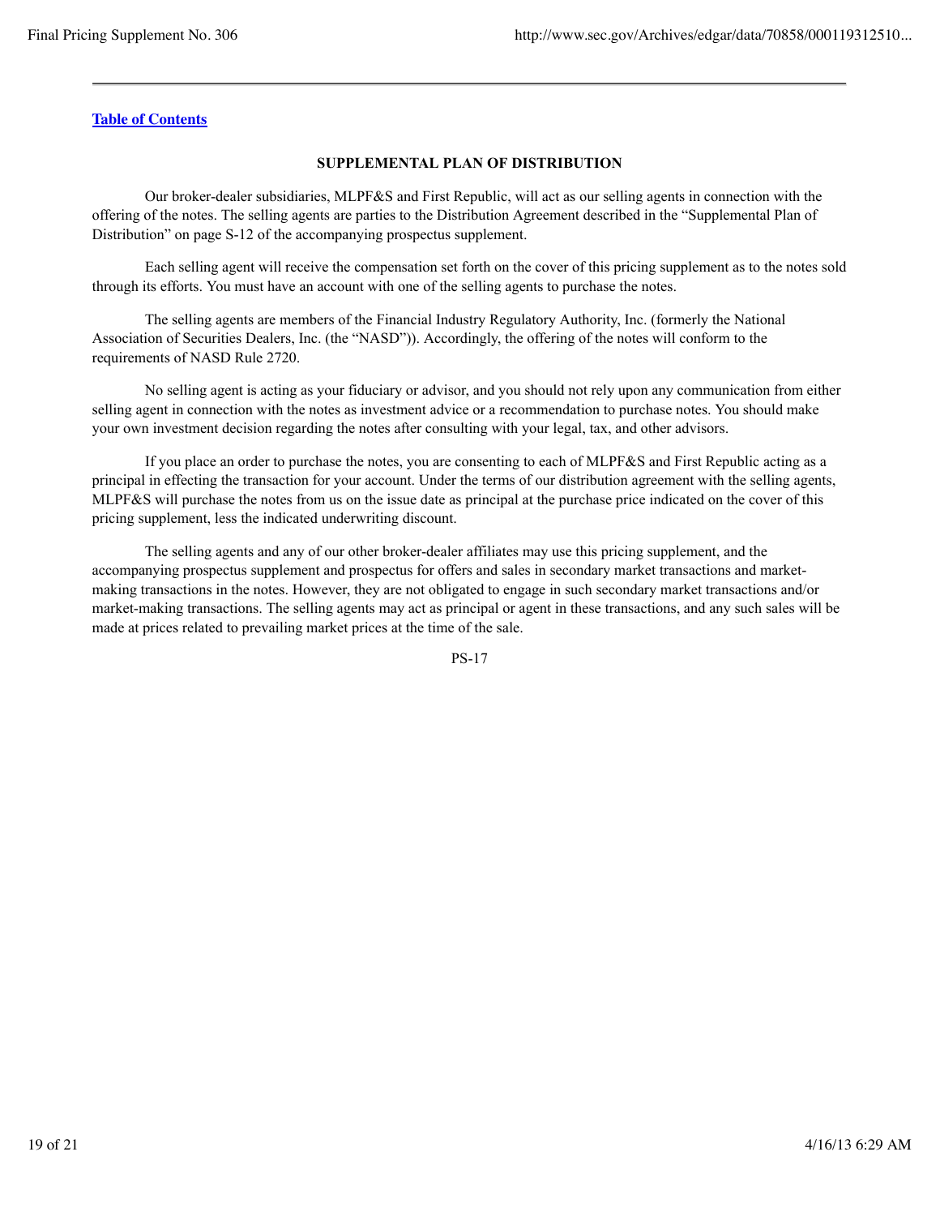Table of Contents

## SUPPLEMENTAL PLAN OF DISTRIBUTION

Our broker-dealer subsidiaries, MLPF&S and First Republic, will act as our selling agents in connection with the offering of the notes. The selling agents are parties to the Distribution Agreement described in the "Supplemental Plan of Distribution" on page S-12 of the accompanying prospectus supplement.

Each selling agent will receive the compensation set forth on the cover of this pricing supplement as to the notes sold through its efforts. You must have an account with one of the selling agents to purchase the notes.

The selling agents are members of the Financial Industry Regulatory Authority, Inc. (formerly the National Association of Securities Dealers, Inc. (the "NASD")). Accordingly, the offering of the notes will conform to the requirements of NASD Rule 2720.

No selling agent is acting as your fiduciary or advisor, and you should not rely upon any communication from either selling agent in connection with the notes as investment advice or a recommendation to purchase notes. You should make your own investment decision regarding the notes after consulting with your legal, tax, and other advisors.

If you place an order to purchase the notes, you are consenting to each of MLPF&S and First Republic acting as a principal in effecting the transaction for your account. Under the terms of our distribution agreement with the selling agents, MLPF&S will purchase the notes from us on the issue date as principal at the purchase price indicated on the cover of this pricing supplement, less the indicated underwriting discount.

The selling agents and any of our other broker-dealer affiliates may use this pricing supplement, and the accompanying prospectus supplement and prospectus for offers and sales in secondary market transactions and market-making transactions in the notes. However, they are not obligated to engage in such secondary market transactions and/or market-making transactions. The selling agents may act as principal or agent in these transactions, and any such sales will be made at prices related to prevailing market prices at the time of the sale.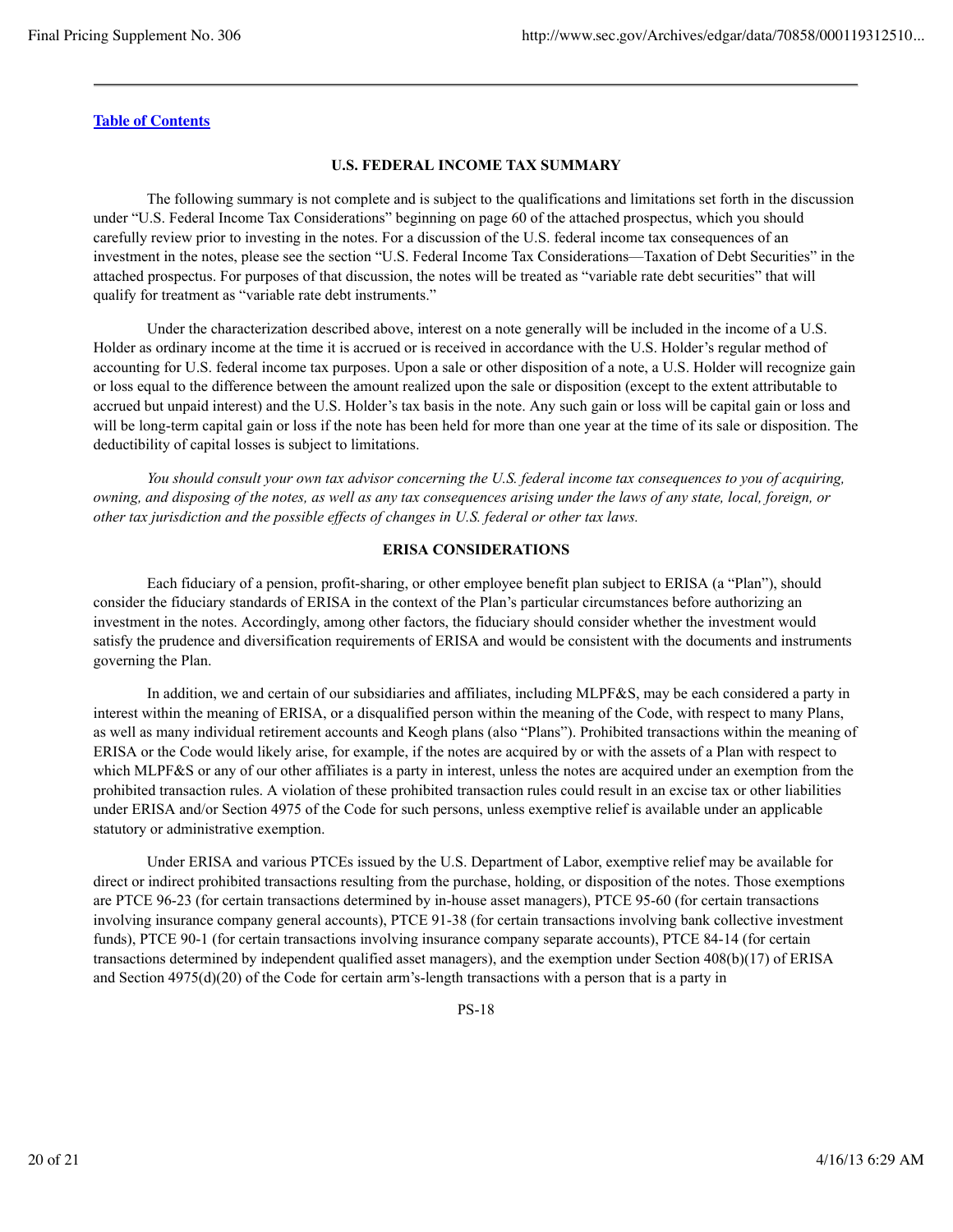[Table of Contents](#)

## U.S. FEDERAL INCOME TAX SUMMARY

The following summary is not complete and is subject to the qualifications and limitations set forth in the discussion under "U.S. Federal Income Tax Considerations" beginning on page 60 of the attached prospectus, which you should carefully review prior to investing in the notes. For a discussion of the U.S. federal income tax consequences of an investment in the notes, please see the section "U.S. Federal Income Tax Considerations—Taxation of Debt Securities" in the attached prospectus. For purposes of that discussion, the notes will be treated as "variable rate debt securities" that will qualify for treatment as "variable rate debt instruments."

Under the characterization described above, interest on a note generally will be included in the income of a U.S. Holder as ordinary income at the time it is accrued or is received in accordance with the U.S. Holder's regular method of accounting for U.S. federal income tax purposes. Upon a sale or other disposition of a note, a U.S. Holder will recognize gain or loss equal to the difference between the amount realized upon the sale or disposition (except to the extent attributable to accrued but unpaid interest) and the U.S. Holder's tax basis in the note. Any such gain or loss will be capital gain or loss and will be long-term capital gain or loss if the note has been held for more than one year at the time of its sale or disposition. The deductibility of capital losses is subject to limitations.

*You should consult your own tax advisor concerning the U.S. federal income tax consequences to you of acquiring, owning, and disposing of the notes, as well as any tax consequences arising under the laws of any state, local, foreign, or other tax jurisdiction and the possible effects of changes in U.S. federal or other tax laws.*

## ERISA CONSIDERATIONS

Each fiduciary of a pension, profit-sharing, or other employee benefit plan subject to ERISA (a "Plan"), should consider the fiduciary standards of ERISA in the context of the Plan's particular circumstances before authorizing an investment in the notes. Accordingly, among other factors, the fiduciary should consider whether the investment would satisfy the prudence and diversification requirements of ERISA and would be consistent with the documents and instruments governing the Plan.

In addition, we and certain of our subsidiaries and affiliates, including MLPF&S, may be each considered a party in interest within the meaning of ERISA, or a disqualified person within the meaning of the Code, with respect to many Plans, as well as many individual retirement accounts and Keogh plans (also "Plans"). Prohibited transactions within the meaning of ERISA or the Code would likely arise, for example, if the notes are acquired by or with the assets of a Plan with respect to which MLPF&S or any of our other affiliates is a party in interest, unless the notes are acquired under an exemption from the prohibited transaction rules. A violation of these prohibited transaction rules could result in an excise tax or other liabilities under ERISA and/or Section 4975 of the Code for such persons, unless exemptive relief is available under an applicable statutory or administrative exemption.

Under ERISA and various PTCEs issued by the U.S. Department of Labor, exemptive relief may be available for direct or indirect prohibited transactions resulting from the purchase, holding, or disposition of the notes. Those exemptions are PTCE 96-23 (for certain transactions determined by in-house asset managers), PTCE 95-60 (for certain transactions involving insurance company general accounts), PTCE 91-38 (for certain transactions involving bank collective investment funds), PTCE 90-1 (for certain transactions involving insurance company separate accounts), PTCE 84-14 (for certain transactions determined by independent qualified asset managers), and the exemption under Section 408(b)(17) of ERISA and Section 4975(d)(20) of the Code for certain arm's-length transactions with a person that is a party in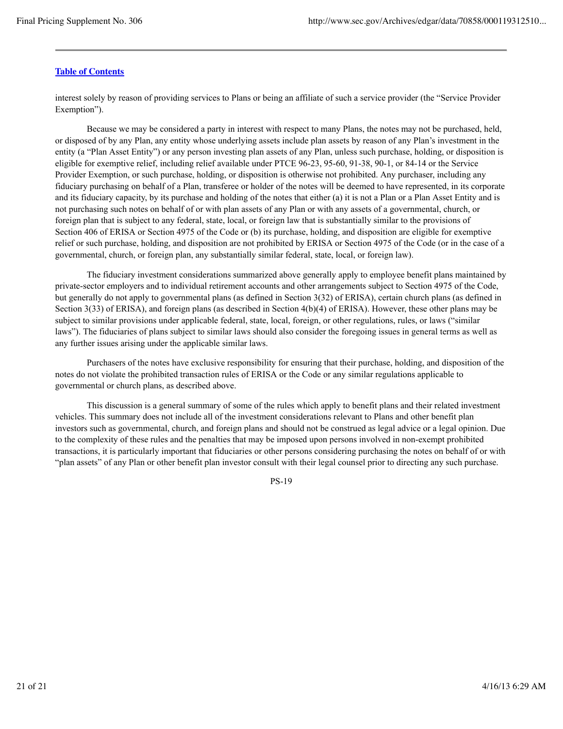[Table of Contents](#)

interest solely by reason of providing services to Plans or being an affiliate of such a service provider (the "Service Provider Exemption").

Because we may be considered a party in interest with respect to many Plans, the notes may not be purchased, held, or disposed of by any Plan, any entity whose underlying assets include plan assets by reason of any Plan's investment in the entity (a "Plan Asset Entity") or any person investing plan assets of any Plan, unless such purchase, holding, or disposition is eligible for exemptive relief, including relief available under PTCE 96-23, 95-60, 91-38, 90-1, or 84-14 or the Service Provider Exemption, or such purchase, holding, or disposition is otherwise not prohibited. Any purchaser, including any fiduciary purchasing on behalf of a Plan, transferee or holder of the notes will be deemed to have represented, in its corporate and its fiduciary capacity, by its purchase and holding of the notes that either (a) it is not a Plan or a Plan Asset Entity and is not purchasing such notes on behalf of or with plan assets of any Plan or with any assets of a governmental, church, or foreign plan that is subject to any federal, state, local, or foreign law that is substantially similar to the provisions of Section 406 of ERISA or Section 4975 of the Code or (b) its purchase, holding, and disposition are eligible for exemptive relief or such purchase, holding, and disposition are not prohibited by ERISA or Section 4975 of the Code (or in the case of a governmental, church, or foreign plan, any substantially similar federal, state, local, or foreign law).

The fiduciary investment considerations summarized above generally apply to employee benefit plans maintained by private-sector employers and to individual retirement accounts and other arrangements subject to Section 4975 of the Code, but generally do not apply to governmental plans (as defined in Section 3(32) of ERISA), certain church plans (as defined in Section 3(33) of ERISA), and foreign plans (as described in Section 4(b)(4) of ERISA). However, these other plans may be subject to similar provisions under applicable federal, state, local, foreign, or other regulations, rules, or laws ("similar laws"). The fiduciaries of plans subject to similar laws should also consider the foregoing issues in general terms as well as any further issues arising under the applicable similar laws.

Purchasers of the notes have exclusive responsibility for ensuring that their purchase, holding, and disposition of the notes do not violate the prohibited transaction rules of ERISA or the Code or any similar regulations applicable to governmental or church plans, as described above.

This discussion is a general summary of some of the rules which apply to benefit plans and their related investment vehicles. This summary does not include all of the investment considerations relevant to Plans and other benefit plan investors such as governmental, church, and foreign plans and should not be construed as legal advice or a legal opinion. Due to the complexity of these rules and the penalties that may be imposed upon persons involved in non-exempt prohibited transactions, it is particularly important that fiduciaries or other persons considering purchasing the notes on behalf of or with "plan assets" of any Plan or other benefit plan investor consult with their legal counsel prior to directing any such purchase.